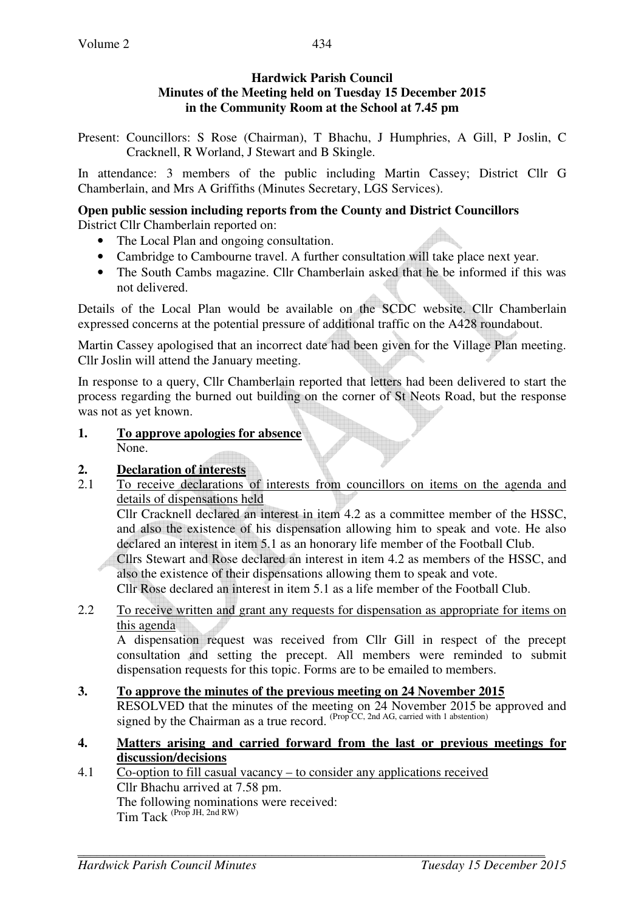**Hardwick Parish Council**
**Minutes of the Meeting held on Tuesday 15 December 2015**
**in the Community Room at the School at 7.45 pm**

Present: Councillors: S Rose (Chairman), T Bhachu, J Humphries, A Gill, P Joslin, C Cracknell, R Worland, J Stewart and B Skingle.

In attendance: 3 members of the public including Martin Cassey; District Cllr G Chamberlain, and Mrs A Griffiths (Minutes Secretary, LGS Services).

**Open public session including reports from the County and District Councillors**
District Cllr Chamberlain reported on:

- The Local Plan and ongoing consultation.
- Cambridge to Cambourne travel. A further consultation will take place next year.
- The South Cambs magazine. Cllr Chamberlain asked that he be informed if this was not delivered.

Details of the Local Plan would be available on the SCDC website. Cllr Chamberlain expressed concerns at the potential pressure of additional traffic on the A428 roundabout.

Martin Cassey apologised that an incorrect date had been given for the Village Plan meeting. Cllr Joslin will attend the January meeting.

In response to a query, Cllr Chamberlain reported that letters had been delivered to start the process regarding the burned out building on the corner of St Neots Road, but the response was not as yet known.

**1. To approve apologies for absence**
None.

**2. Declaration of interests**

2.1 To receive declarations of interests from councillors on items on the agenda and details of dispensations held
Cllr Cracknell declared an interest in item 4.2 as a committee member of the HSSC, and also the existence of his dispensation allowing him to speak and vote. He also declared an interest in item 5.1 as an honorary life member of the Football Club.
Cllrs Stewart and Rose declared an interest in item 4.2 as members of the HSSC, and also the existence of their dispensations allowing them to speak and vote.
Cllr Rose declared an interest in item 5.1 as a life member of the Football Club.

2.2 To receive written and grant any requests for dispensation as appropriate for items on this agenda
A dispensation request was received from Cllr Gill in respect of the precept consultation and setting the precept. All members were reminded to submit dispensation requests for this topic. Forms are to be emailed to members.

**3. To approve the minutes of the previous meeting on 24 November 2015**
RESOLVED that the minutes of the meeting on 24 November 2015 be approved and signed by the Chairman as a true record. (Prop CC, 2nd AG, carried with 1 abstention)

**4. Matters arising and carried forward from the last or previous meetings for discussion/decisions**

4.1 Co-option to fill casual vacancy – to consider any applications received
Cllr Bhachu arrived at 7.58 pm.
The following nominations were received:
Tim Tack (Prop JH, 2nd RW)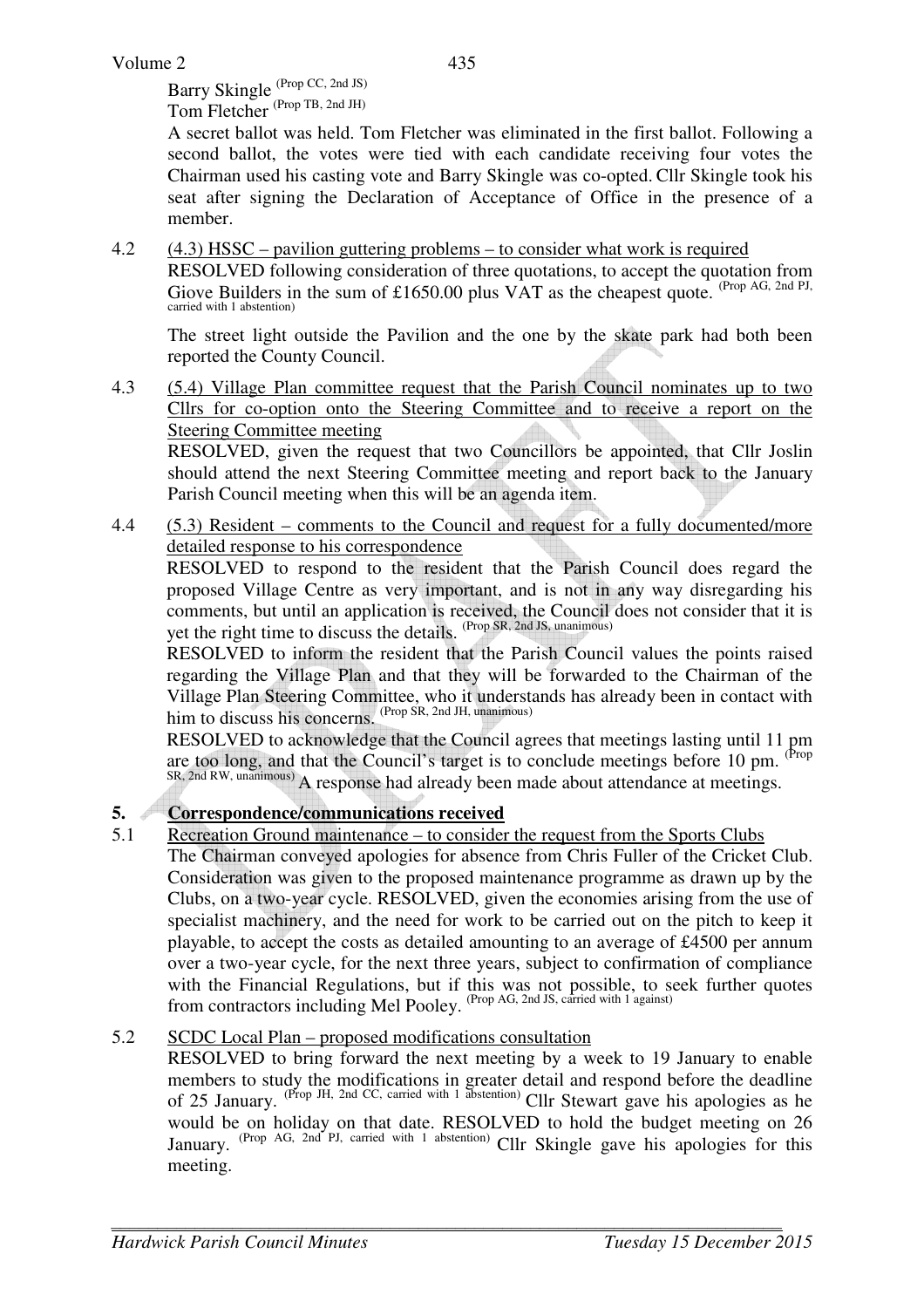Barry Skingle (Prop CC, 2nd JS)
Tom Fletcher (Prop TB, 2nd JH)

A secret ballot was held. Tom Fletcher was eliminated in the first ballot. Following a second ballot, the votes were tied with each candidate receiving four votes the Chairman used his casting vote and Barry Skingle was co-opted. Cllr Skingle took his seat after signing the Declaration of Acceptance of Office in the presence of a member.

4.2 (4.3) HSSC – pavilion guttering problems – to consider what work is required

RESOLVED following consideration of three quotations, to accept the quotation from Giove Builders in the sum of £1650.00 plus VAT as the cheapest quote. (Prop AG, 2nd PJ, carried with 1 abstention)

The street light outside the Pavilion and the one by the skate park had both been reported the County Council.

4.3 (5.4) Village Plan committee request that the Parish Council nominates up to two Cllrs for co-option onto the Steering Committee and to receive a report on the Steering Committee meeting

RESOLVED, given the request that two Councillors be appointed, that Cllr Joslin should attend the next Steering Committee meeting and report back to the January Parish Council meeting when this will be an agenda item.

4.4 (5.3) Resident – comments to the Council and request for a fully documented/more detailed response to his correspondence

RESOLVED to respond to the resident that the Parish Council does regard the proposed Village Centre as very important, and is not in any way disregarding his comments, but until an application is received, the Council does not consider that it is yet the right time to discuss the details. (Prop SR, 2nd JS, unanimous)

RESOLVED to inform the resident that the Parish Council values the points raised regarding the Village Plan and that they will be forwarded to the Chairman of the Village Plan Steering Committee, who it understands has already been in contact with him to discuss his concerns. (Prop SR, 2nd JH, unanimous)

RESOLVED to acknowledge that the Council agrees that meetings lasting until 11 pm are too long, and that the Council's target is to conclude meetings before 10 pm. (Prop SR, 2nd RW, unanimous) A response had already been made about attendance at meetings.

## 5. Correspondence/communications received

5.1 Recreation Ground maintenance – to consider the request from the Sports Clubs

The Chairman conveyed apologies for absence from Chris Fuller of the Cricket Club. Consideration was given to the proposed maintenance programme as drawn up by the Clubs, on a two-year cycle. RESOLVED, given the economies arising from the use of specialist machinery, and the need for work to be carried out on the pitch to keep it playable, to accept the costs as detailed amounting to an average of £4500 per annum over a two-year cycle, for the next three years, subject to confirmation of compliance with the Financial Regulations, but if this was not possible, to seek further quotes from contractors including Mel Pooley. (Prop AG, 2nd JS, carried with 1 against)

5.2 SCDC Local Plan – proposed modifications consultation

RESOLVED to bring forward the next meeting by a week to 19 January to enable members to study the modifications in greater detail and respond before the deadline of 25 January. (Prop JH, 2nd CC, carried with 1 abstention) Cllr Stewart gave his apologies as he would be on holiday on that date. RESOLVED to hold the budget meeting on 26 January. (Prop AG, 2nd PJ, carried with 1 abstention) Cllr Skingle gave his apologies for this meeting.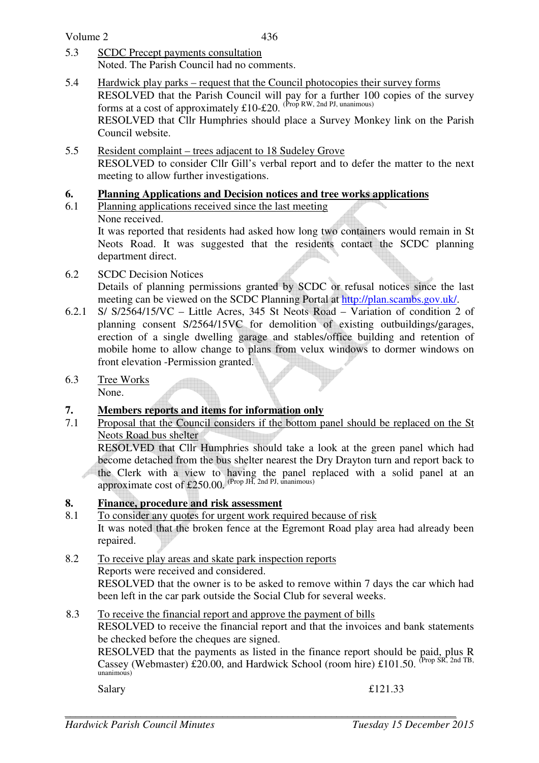5.3 SCDC Precept payments consultation
Noted. The Parish Council had no comments.

5.4 Hardwick play parks – request that the Council photocopies their survey forms
RESOLVED that the Parish Council will pay for a further 100 copies of the survey forms at a cost of approximately £10-£20. (Prop RW, 2nd PJ, unanimous)
RESOLVED that Cllr Humphries should place a Survey Monkey link on the Parish Council website.

5.5 Resident complaint – trees adjacent to 18 Sudeley Grove
RESOLVED to consider Cllr Gill's verbal report and to defer the matter to the next meeting to allow further investigations.

## 6. Planning Applications and Decision notices and tree works applications

6.1 Planning applications received since the last meeting
None received.
It was reported that residents had asked how long two containers would remain in St Neots Road. It was suggested that the residents contact the SCDC planning department direct.

6.2 SCDC Decision Notices
Details of planning permissions granted by SCDC or refusal notices since the last meeting can be viewed on the SCDC Planning Portal at http://plan.scambs.gov.uk/.

6.2.1 S/ S/2564/15/VC – Little Acres, 345 St Neots Road – Variation of condition 2 of planning consent S/2564/15VC for demolition of existing outbuildings/garages, erection of a single dwelling garage and stables/office building and retention of mobile home to allow change to plans from velux windows to dormer windows on front elevation -Permission granted.

6.3 Tree Works
None.

## 7. Members reports and items for information only

7.1 Proposal that the Council considers if the bottom panel should be replaced on the St Neots Road bus shelter
RESOLVED that Cllr Humphries should take a look at the green panel which had become detached from the bus shelter nearest the Dry Drayton turn and report back to the Clerk with a view to having the panel replaced with a solid panel at an approximate cost of £250.00. (Prop JH, 2nd PJ, unanimous)

## 8. Finance, procedure and risk assessment

8.1 To consider any quotes for urgent work required because of risk
It was noted that the broken fence at the Egremont Road play area had already been repaired.

8.2 To receive play areas and skate park inspection reports
Reports were received and considered.
RESOLVED that the owner is to be asked to remove within 7 days the car which had been left in the car park outside the Social Club for several weeks.

8.3 To receive the financial report and approve the payment of bills
RESOLVED to receive the financial report and that the invoices and bank statements be checked before the cheques are signed.
RESOLVED that the payments as listed in the finance report should be paid, plus R Cassey (Webmaster) £20.00, and Hardwick School (room hire) £101.50. (Prop SR, 2nd TB, unanimous)

| Salary | £121.33 |
|---|---|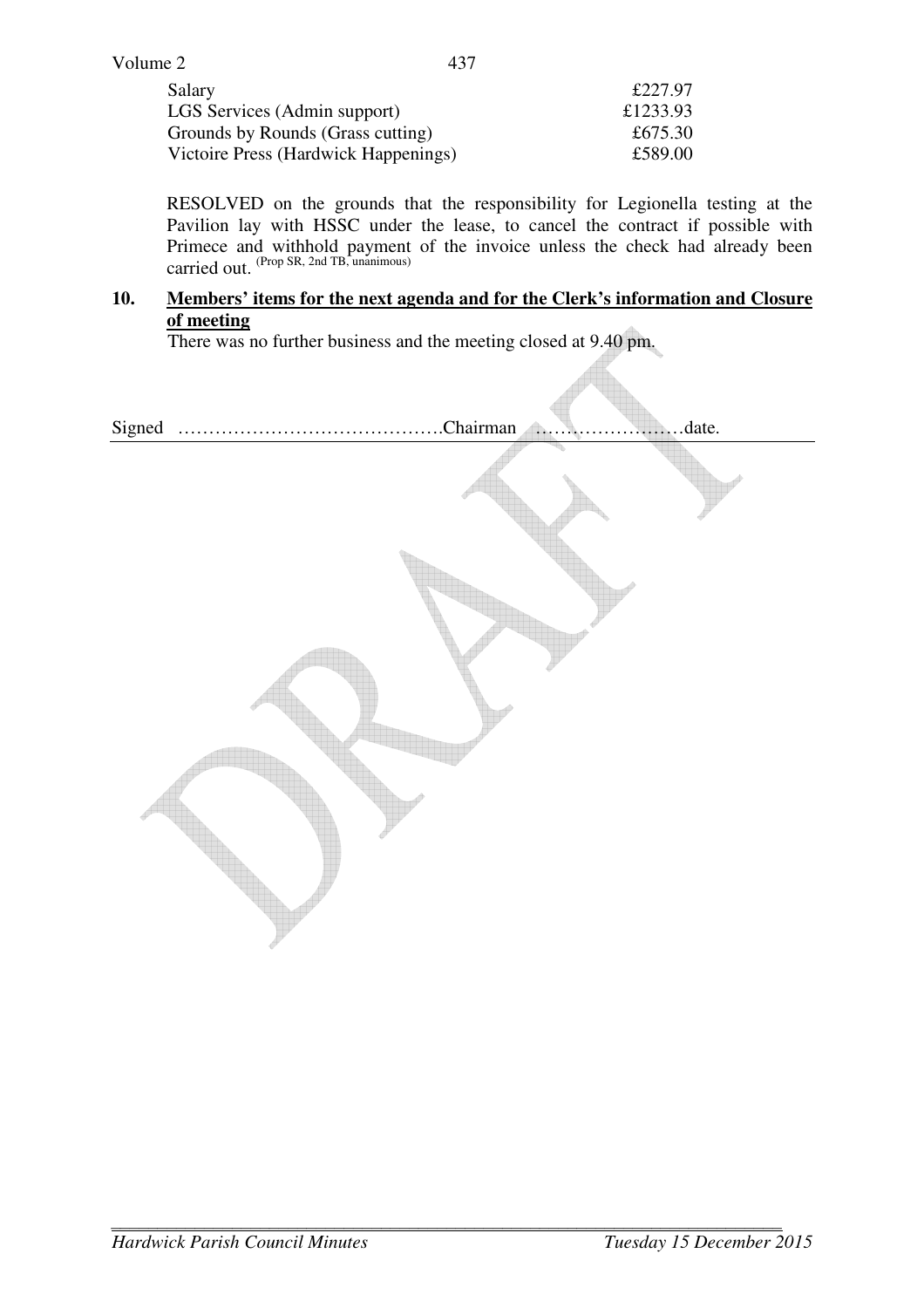| | |
|---|---|
| Salary | £227.97 |
| LGS Services (Admin support) | £1233.93 |
| Grounds by Rounds (Grass cutting) | £675.30 |
| Victoire Press (Hardwick Happenings) | £589.00 |

RESOLVED on the grounds that the responsibility for Legionella testing at the Pavilion lay with HSSC under the lease, to cancel the contract if possible with Primece and withhold payment of the invoice unless the check had already been carried out. (Prop SR, 2nd TB, unanimous)

**10. Members' items for the next agenda and for the Clerk's information and Closure of meeting**

There was no further business and the meeting closed at 9.40 pm.

Signed …………………………………….Chairman ……………………date.